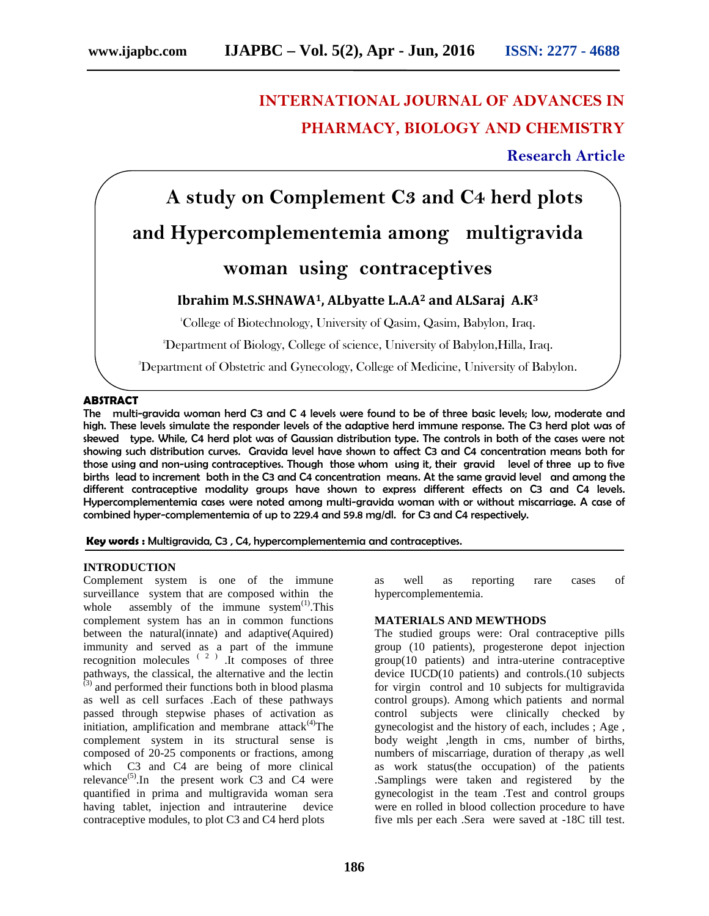# INTERNATIONAL JOURNAL OF ADVANCES IN PHARMACY, BIOLOGY AND CHEMISTRY

**Research Article**

# A study on Complement C3 and C4 herd plots and Hypercomplementemia among multigravida woman using contraceptives

**Ibrahim M.S.SHNAWA[1], ALbyatte L.A.A[2] and ALSaraj A.K[3]**

[1]College of Biotechnology, University of Qasim, Qasim, Babylon, Iraq.

[2]Department of Biology, College of science, University of Babylon,Hilla, Iraq.

[3]Department of Obstetric and Gynecology, College of Medicine, University of Babylon.

## ABSTRACT

**The multi-gravida woman herd C3 and C 4 levels were found to be of three basic levels; low, moderate and high. These levels simulate the responder levels of the adaptive herd immune response. The C3 herd plot was of skewed type. While, C4 herd plot was of Gaussian distribution type. The controls in both of the cases were not showing such distribution curves. Gravida level have shown to affect C3 and C4 concentration means both for those using and non-using contraceptives. Though those whom using it, their gravid level of three up to five births lead to increment both in the C3 and C4 concentration means. At the same gravid level and among the different contraceptive modality groups have shown to express different effects on C3 and C4 levels. Hypercomplementemia cases were noted among multi-gravida woman with or without miscarriage. A case of combined hyper-complementemia of up to 229.4 and 59.8 mg/dl. for C3 and C4 respectively.**

**Key words :** Multigravida, C3 , C4, hypercomplementemia and contraceptives.

## INTRODUCTION

Complement system is one of the immune surveillance system that are composed within the whole assembly of the immune system[1].This complement system has an in common functions between the natural(innate) and adaptive(Aquired) immunity and served as a part of the immune recognition molecules [2] .It composes of three pathways, the classical, the alternative and the lectin [3] and performed their functions both in blood plasma as well as cell surfaces .Each of these pathways passed through stepwise phases of activation as initiation, amplification and membrane attack[4]The complement system in its structural sense is composed of 20-25 components or fractions, among which C3 and C4 are being of more clinical relevance[5].In the present work C3 and C4 were quantified in prima and multigravida woman sera having tablet, injection and intrauterine device contraceptive modules, to plot C3 and C4 herd plots as well as reporting rare cases of hypercomplementemia.

## MATERIALS AND MEWTHODS

The studied groups were: Oral contraceptive pills group (10 patients), progesterone depot injection group(10 patients) and intra-uterine contraceptive device IUCD(10 patients) and controls.(10 subjects for virgin control and 10 subjects for multigravida control groups). Among which patients and normal control subjects were clinically checked by gynecologist and the history of each, includes ; Age , body weight ,length in cms, number of births, numbers of miscarriage, duration of therapy ,as well as work status(the occupation) of the patients .Samplings were taken and registered by the gynecologist in the team .Test and control groups were en rolled in blood collection procedure to have five mls per each .Sera were saved at -18C till test.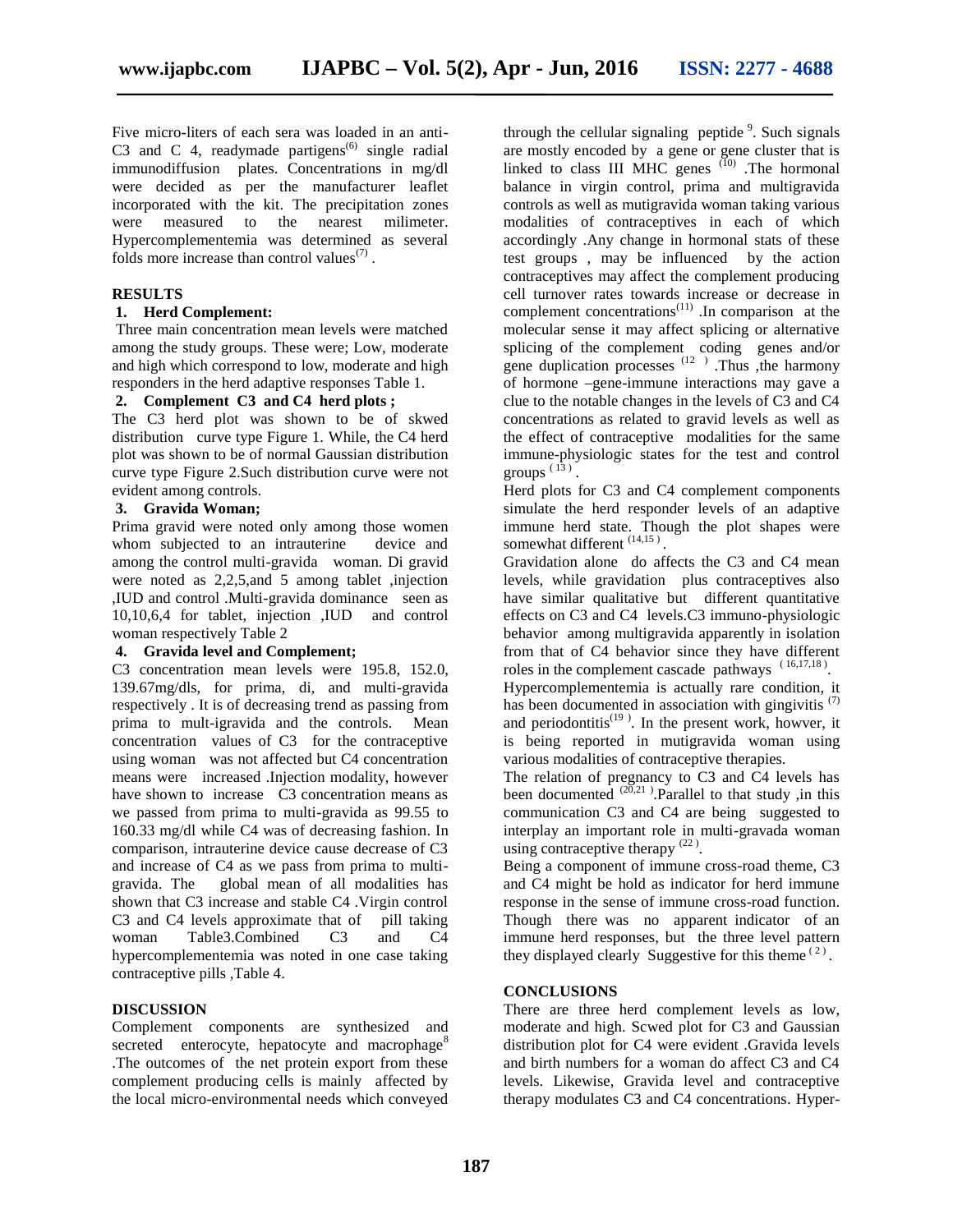Five micro-liters of each sera was loaded in an anti-C3 and C 4, readymade partigens[6] single radial immunodiffusion plates. Concentrations in mg/dl were decided as per the manufacturer leaflet incorporated with the kit. The precipitation zones were measured to the nearest milimeter. Hypercomplementemia was determined as several folds more increase than control values[7] .

## RESULTS

### 1. Herd Complement:

Three main concentration mean levels were matched among the study groups. These were; Low, moderate and high which correspond to low, moderate and high responders in the herd adaptive responses Table 1.

### 2. Complement C3 and C4 herd plots ;

The C3 herd plot was shown to be of skwed distribution curve type Figure 1. While, the C4 herd plot was shown to be of normal Gaussian distribution curve type Figure 2.Such distribution curve were not evident among controls.

### 3. Gravida Woman;

Prima gravid were noted only among those women whom subjected to an intrauterine device and among the control multi-gravida woman. Di gravid were noted as 2,2,5,and 5 among tablet ,injection ,IUD and control .Multi-gravida dominance seen as 10,10,6,4 for tablet, injection ,IUD and control woman respectively Table 2

### 4. Gravida level and Complement;

C3 concentration mean levels were 195.8, 152.0, 139.67mg/dls, for prima, di, and multi-gravida respectively . It is of decreasing trend as passing from prima to mult-igravida and the controls. Mean concentration values of C3 for the contraceptive using woman was not affected but C4 concentration means were increased .Injection modality, however have shown to increase C3 concentration means as we passed from prima to multi-gravida as 99.55 to 160.33 mg/dl while C4 was of decreasing fashion. In comparison, intrauterine device cause decrease of C3 and increase of C4 as we pass from prima to multi-gravida. The global mean of all modalities has shown that C3 increase and stable C4 .Virgin control C3 and C4 levels approximate that of pill taking woman Table3.Combined C3 and C4 hypercomplementemia was noted in one case taking contraceptive pills ,Table 4.

## DISCUSSION

Complement components are synthesized and secreted enterocyte, hepatocyte and macrophage[8] .The outcomes of the net protein export from these complement producing cells is mainly affected by the local micro-environmental needs which conveyed through the cellular signaling peptide [9]. Such signals are mostly encoded by a gene or gene cluster that is linked to class III MHC genes [10] .The hormonal balance in virgin control, prima and multigravida controls as well as mutigravida woman taking various modalities of contraceptives in each of which accordingly .Any change in hormonal stats of these test groups , may be influenced by the action contraceptives may affect the complement producing cell turnover rates towards increase or decrease in complement concentrations[11] .In comparison at the molecular sense it may affect splicing or alternative splicing of the complement coding genes and/or gene duplication processes [12] .Thus ,the harmony of hormone –gene-immune interactions may gave a clue to the notable changes in the levels of C3 and C4 concentrations as related to gravid levels as well as the effect of contraceptive modalities for the same immune-physiologic states for the test and control groups [13] .

Herd plots for C3 and C4 complement components simulate the herd responder levels of an adaptive immune herd state. Though the plot shapes were somewhat different [14,15] .

Gravidation alone do affects the C3 and C4 mean levels, while gravidation plus contraceptives also have similar qualitative but different quantitative effects on C3 and C4 levels.C3 immuno-physiologic behavior among multigravida apparently in isolation from that of C4 behavior since they have different roles in the complement cascade pathways [16,17,18].

Hypercomplementemia is actually rare condition, it has been documented in association with gingivitis [7] and periodontitis[19] . In the present work, howver, it is being reported in mutigravida woman using various modalities of contraceptive therapies.

The relation of pregnancy to C3 and C4 levels has been documented [20,21] .Parallel to that study ,in this communication C3 and C4 are being suggested to interplay an important role in multi-gravada woman using contraceptive therapy [22] .

Being a component of immune cross-road theme, C3 and C4 might be hold as indicator for herd immune response in the sense of immune cross-road function. Though there was no apparent indicator of an immune herd responses, but the three level pattern they displayed clearly Suggestive for this theme [2] .

## CONCLUSIONS

There are three herd complement levels as low, moderate and high. Scwed plot for C3 and Gaussian distribution plot for C4 were evident .Gravida levels and birth numbers for a woman do affect C3 and C4 levels. Likewise, Gravida level and contraceptive therapy modulates C3 and C4 concentrations. Hyper-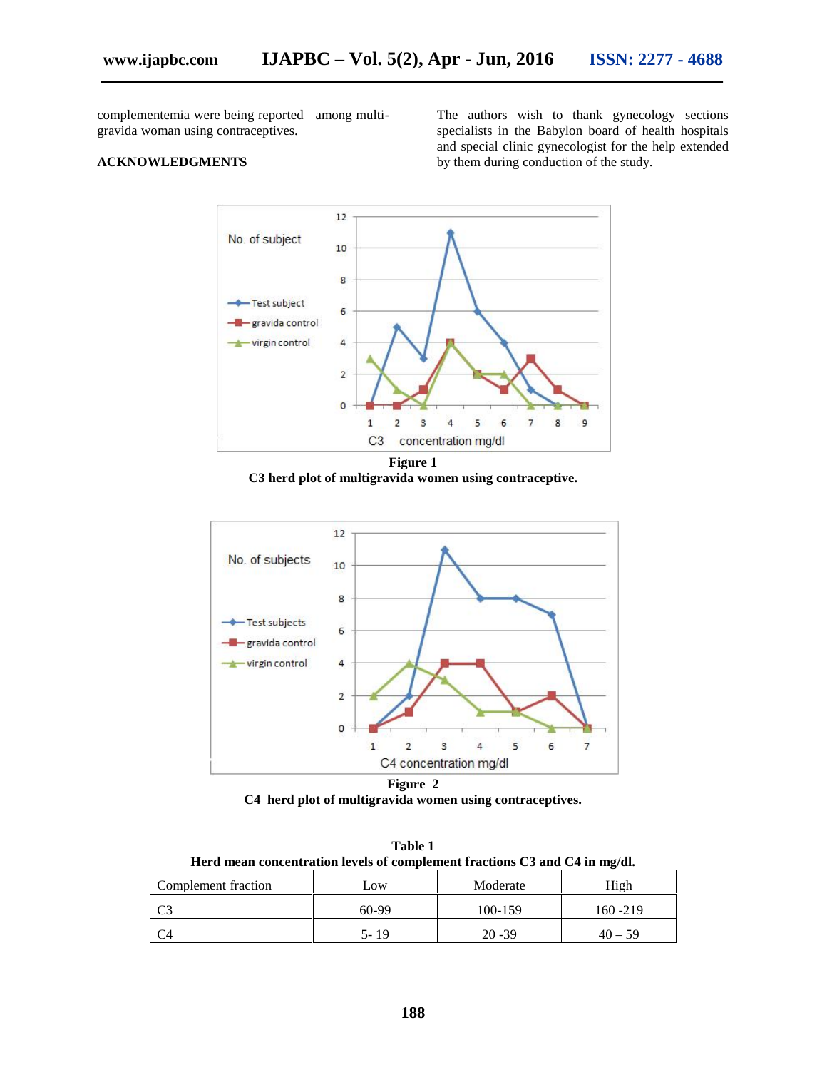complementemia were being reported among multi-gravida woman using contraceptives.

## ACKNOWLEDGMENTS

The authors wish to thank gynecology sections specialists in the Babylon board of health hospitals and special clinic gynecologist for the help extended by them during conduction of the study.

**Figure 1**
**C3 herd plot of multigravida women using contraceptive.**

**Figure 2**
**C4 herd plot of multigravida women using contraceptives.**

**Table 1**
**Herd mean concentration levels of complement fractions C3 and C4 in mg/dl.**

| Complement fraction | Low | Moderate | High |
|---|---|---|---|
| C3 | 60-99 | 100-159 | 160 -219 |
| C4 | 5- 19 | 20 -39 | 40 – 59 |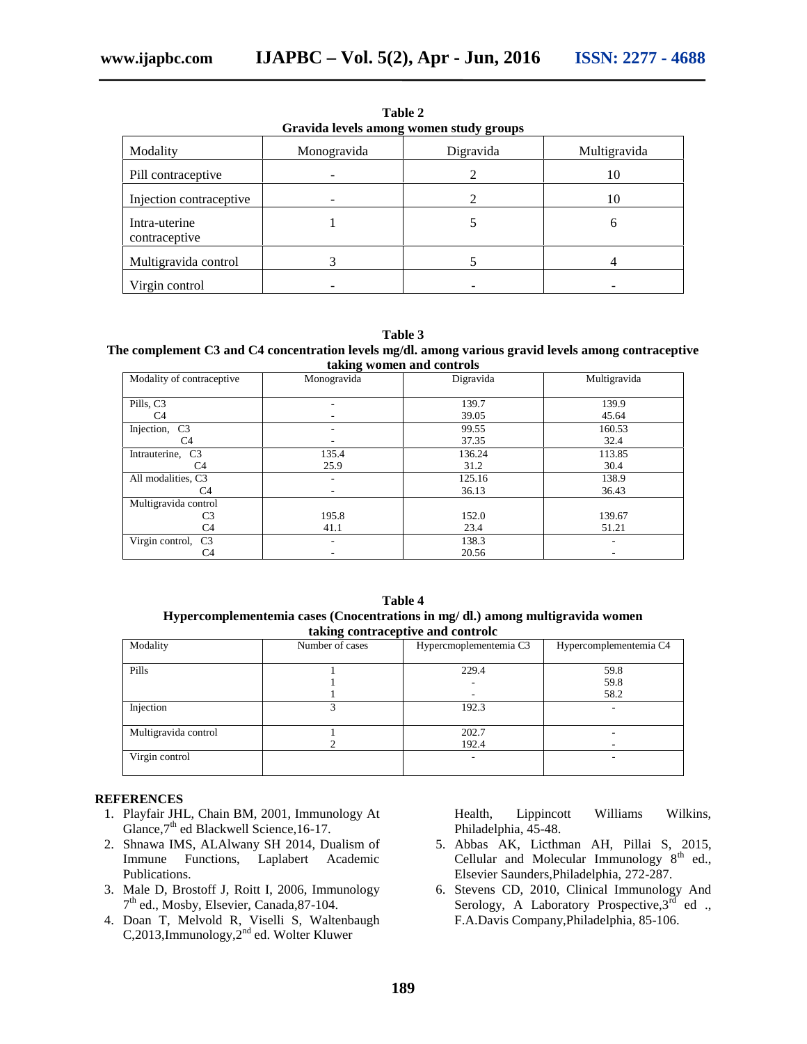**Table 2**
**Gravida levels among women study groups**

| Modality | Monogravida | Digravida | Multigravida |
|---|---|---|---|
| Pill contraceptive | - | 2 | 10 |
| Injection contraceptive | - | 2 | 10 |
| Intra-uterine contraceptive | 1 | 5 | 6 |
| Multigravida control | 3 | 5 | 4 |
| Virgin control | - | - | - |

**Table 3**
**The complement C3 and C4 concentration levels mg/dl. among various gravid levels among contraceptive taking women and controls**

| Modality of contraceptive | Monogravida | Digravida | Multigravida |
|---|---|---|---|
| Pills, C3 | - | 139.7 | 139.9 |
| C4 | - | 39.05 | 45.64 |
| Injection, C3 | - | 99.55 | 160.53 |
| C4 | - | 37.35 | 32.4 |
| Intrauterine, C3 | 135.4 | 136.24 | 113.85 |
| C4 | 25.9 | 31.2 | 30.4 |
| All modalities, C3 | - | 125.16 | 138.9 |
| C4 | - | 36.13 | 36.43 |
| Multigravida control | | | |
| C3 | 195.8 | 152.0 | 139.67 |
| C4 | 41.1 | 23.4 | 51.21 |
| Virgin control, C3 | - | 138.3 | - |
| C4 | - | 20.56 | - |

**Table 4**
**Hypercomplementemia cases (Cnocentrations in mg/ dl.) among multigravida women taking contraceptive and controlc**

| Modality | Number of cases | Hypercmoplementemia C3 | Hypercomplementemia C4 |
|---|---|---|---|
| Pills | 1 | 229.4 | 59.8 |
| | 1 | - | 59.8 |
| | 1 | - | 58.2 |
| Injection | 3 | 192.3 | - |
| Multigravida control | 1 | 202.7 | - |
| | 2 | 192.4 | - |
| Virgin control | | - | - |

## REFERENCES

1. Playfair JHL, Chain BM, 2001, Immunology At Glance,7th ed Blackwell Science,16-17.
2. Shnawa IMS, ALAlwany SH 2014, Dualism of Immune Functions, Laplabert Academic Publications.
3. Male D, Brostoff J, Roitt I, 2006, Immunology 7th ed., Mosby, Elsevier, Canada,87-104.
4. Doan T, Melvold R, Viselli S, Waltenbaugh C,2013,Immunology,2nd ed. Wolter Kluwer Health, Lippincott Williams Wilkins, Philadelphia, 45-48.
5. Abbas AK, Licthman AH, Pillai S, 2015, Cellular and Molecular Immunology 8th ed., Elsevier Saunders,Philadelphia, 272-287.
6. Stevens CD, 2010, Clinical Immunology And Serology, A Laboratory Prospective,3rd ed ., F.A.Davis Company,Philadelphia, 85-106.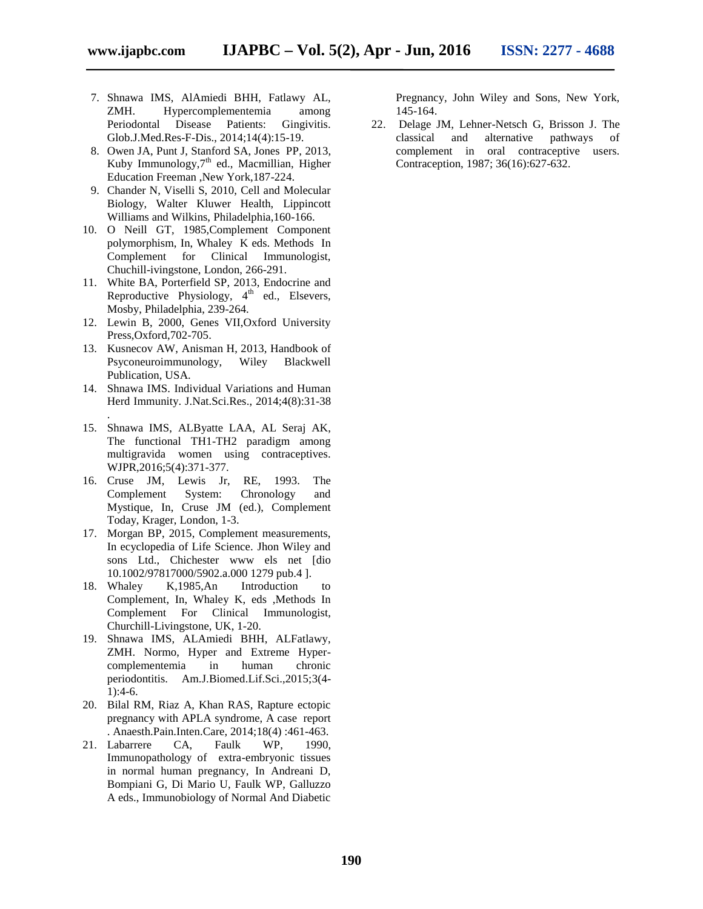7. Shnawa IMS, AlAmiedi BHH, Fatlawy AL, ZMH. Hypercomplementemia among Periodontal Disease Patients: Gingivitis. Glob.J.Med.Res-F-Dis., 2014;14(4):15-19.
8. Owen JA, Punt J, Stanford SA, Jones PP, 2013, Kuby Immunology,7th ed., Macmillian, Higher Education Freeman ,New York,187-224.
9. Chander N, Viselli S, 2010, Cell and Molecular Biology, Walter Kluwer Health, Lippincott Williams and Wilkins, Philadelphia,160-166.
10. O Neill GT, 1985,Complement Component polymorphism, In, Whaley K eds. Methods In Complement for Clinical Immunologist, Chuchill-ivingstone, London, 266-291.
11. White BA, Porterfield SP, 2013, Endocrine and Reproductive Physiology, 4th ed., Elsevers, Mosby, Philadelphia, 239-264.
12. Lewin B, 2000, Genes VII,Oxford University Press,Oxford,702-705.
13. Kusnecov AW, Anisman H, 2013, Handbook of Psyconeuroimmunology, Wiley Blackwell Publication, USA.
14. Shnawa IMS. Individual Variations and Human Herd Immunity. J.Nat.Sci.Res., 2014;4(8):31-38 .
15. Shnawa IMS, ALByatte LAA, AL Seraj AK, The functional TH1-TH2 paradigm among multigravida women using contraceptives. WJPR,2016;5(4):371-377.
16. Cruse JM, Lewis Jr, RE, 1993. The Complement System: Chronology and Mystique, In, Cruse JM (ed.), Complement Today, Krager, London, 1-3.
17. Morgan BP, 2015, Complement measurements, In ecyclopedia of Life Science. Jhon Wiley and sons Ltd., Chichester www els net [dio 10.1002/97817000/5902.a.000 1279 pub.4 ].
18. Whaley K,1985,An Introduction to Complement, In, Whaley K, eds ,Methods In Complement For Clinical Immunologist, Churchill-Livingstone, UK, 1-20.
19. Shnawa IMS, ALAmiedi BHH, ALFatlawy, ZMH. Normo, Hyper and Extreme Hyper-complementemia in human chronic periodontitis. Am.J.Biomed.Lif.Sci.,2015;3(4-1):4-6.
20. Bilal RM, Riaz A, Khan RAS, Rapture ectopic pregnancy with APLA syndrome, A case report . Anaesth.Pain.Inten.Care, 2014;18(4) :461-463.
21. Labarrere CA, Faulk WP, 1990, Immunopathology of extra-embryonic tissues in normal human pregnancy, In Andreani D, Bompiani G, Di Mario U, Faulk WP, Galluzzo A eds., Immunobiology of Normal And Diabetic Pregnancy, John Wiley and Sons, New York, 145-164.
22. Delage JM, Lehner-Netsch G, Brisson J. The classical and alternative pathways of complement in oral contraceptive users. Contraception, 1987; 36(16):627-632.